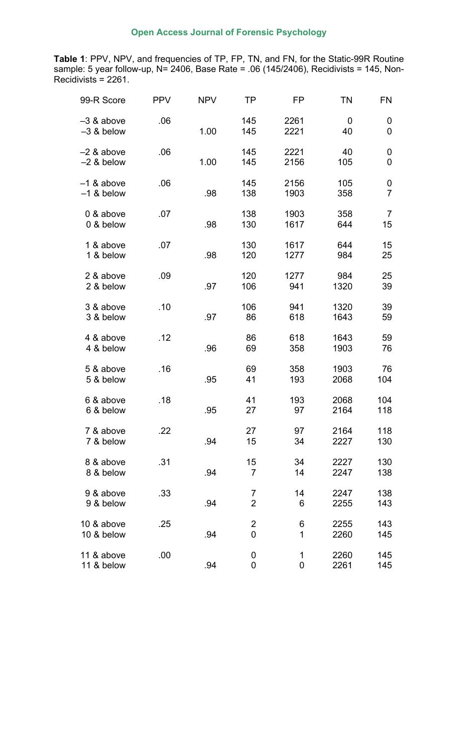**Table 1**: PPV, NPV, and frequencies of TP, FP, TN, and FN, for the Static-99R Routine sample: 5 year follow-up, N= 2406, Base Rate = .06 (145/2406), Recidivists = 145, Non-Recidivists = 2261.

| 99-R Score | PPV | NPV | TP | FP | TN | FN |
|---|---|---|---|---|---|---|
| –3 & above | .06 | | 145 | 2261 | 0 | 0 |
| –3 & below | | 1.00 | 145 | 2221 | 40 | 0 |
| –2 & above | .06 | | 145 | 2221 | 40 | 0 |
| –2 & below | | 1.00 | 145 | 2156 | 105 | 0 |
| –1 & above | .06 | | 145 | 2156 | 105 | 0 |
| –1 & below | | .98 | 138 | 1903 | 358 | 7 |
| 0 & above | .07 | | 138 | 1903 | 358 | 7 |
| 0 & below | | .98 | 130 | 1617 | 644 | 15 |
| 1 & above | .07 | | 130 | 1617 | 644 | 15 |
| 1 & below | | .98 | 120 | 1277 | 984 | 25 |
| 2 & above | .09 | | 120 | 1277 | 984 | 25 |
| 2 & below | | .97 | 106 | 941 | 1320 | 39 |
| 3 & above | .10 | | 106 | 941 | 1320 | 39 |
| 3 & below | | .97 | 86 | 618 | 1643 | 59 |
| 4 & above | .12 | | 86 | 618 | 1643 | 59 |
| 4 & below | | .96 | 69 | 358 | 1903 | 76 |
| 5 & above | .16 | | 69 | 358 | 1903 | 76 |
| 5 & below | | .95 | 41 | 193 | 2068 | 104 |
| 6 & above | .18 | | 41 | 193 | 2068 | 104 |
| 6 & below | | .95 | 27 | 97 | 2164 | 118 |
| 7 & above | .22 | | 27 | 97 | 2164 | 118 |
| 7 & below | | .94 | 15 | 34 | 2227 | 130 |
| 8 & above | .31 | | 15 | 34 | 2227 | 130 |
| 8 & below | | .94 | 7 | 14 | 2247 | 138 |
| 9 & above | .33 | | 7 | 14 | 2247 | 138 |
| 9 & below | | .94 | 2 | 6 | 2255 | 143 |
| 10 & above | .25 | | 2 | 6 | 2255 | 143 |
| 10 & below | | .94 | 0 | 1 | 2260 | 145 |
| 11 & above | .00 | | 0 | 1 | 2260 | 145 |
| 11 & below | | .94 | 0 | 0 | 2261 | 145 |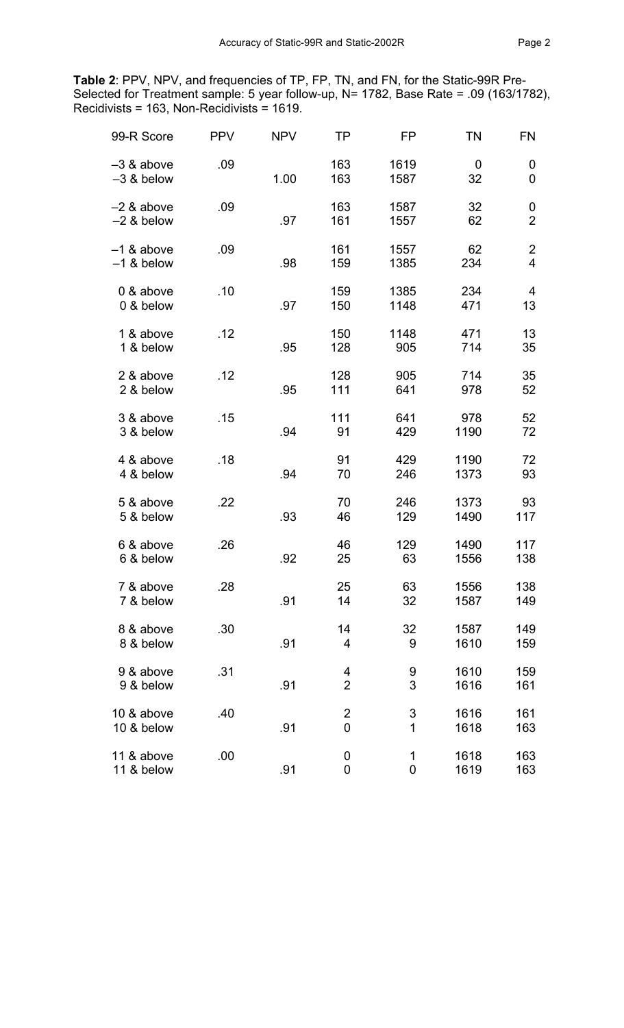**Table 2**: PPV, NPV, and frequencies of TP, FP, TN, and FN, for the Static-99R Pre-Selected for Treatment sample: 5 year follow-up, N= 1782, Base Rate = .09 (163/1782), Recidivists = 163, Non-Recidivists = 1619.

| 99-R Score | PPV | NPV | TP | FP | TN | FN |
|---|---|---|---|---|---|---|
| –3 & above | .09 | | 163 | 1619 | 0 | 0 |
| –3 & below | | 1.00 | 163 | 1587 | 32 | 0 |
| –2 & above | .09 | | 163 | 1587 | 32 | 0 |
| –2 & below | | .97 | 161 | 1557 | 62 | 2 |
| –1 & above | .09 | | 161 | 1557 | 62 | 2 |
| –1 & below | | .98 | 159 | 1385 | 234 | 4 |
| 0 & above | .10 | | 159 | 1385 | 234 | 4 |
| 0 & below | | .97 | 150 | 1148 | 471 | 13 |
| 1 & above | .12 | | 150 | 1148 | 471 | 13 |
| 1 & below | | .95 | 128 | 905 | 714 | 35 |
| 2 & above | .12 | | 128 | 905 | 714 | 35 |
| 2 & below | | .95 | 111 | 641 | 978 | 52 |
| 3 & above | .15 | | 111 | 641 | 978 | 52 |
| 3 & below | | .94 | 91 | 429 | 1190 | 72 |
| 4 & above | .18 | | 91 | 429 | 1190 | 72 |
| 4 & below | | .94 | 70 | 246 | 1373 | 93 |
| 5 & above | .22 | | 70 | 246 | 1373 | 93 |
| 5 & below | | .93 | 46 | 129 | 1490 | 117 |
| 6 & above | .26 | | 46 | 129 | 1490 | 117 |
| 6 & below | | .92 | 25 | 63 | 1556 | 138 |
| 7 & above | .28 | | 25 | 63 | 1556 | 138 |
| 7 & below | | .91 | 14 | 32 | 1587 | 149 |
| 8 & above | .30 | | 14 | 32 | 1587 | 149 |
| 8 & below | | .91 | 4 | 9 | 1610 | 159 |
| 9 & above | .31 | | 4 | 9 | 1610 | 159 |
| 9 & below | | .91 | 2 | 3 | 1616 | 161 |
| 10 & above | .40 | | 2 | 3 | 1616 | 161 |
| 10 & below | | .91 | 0 | 1 | 1618 | 163 |
| 11 & above | .00 | | 0 | 1 | 1618 | 163 |
| 11 & below | | .91 | 0 | 0 | 1619 | 163 |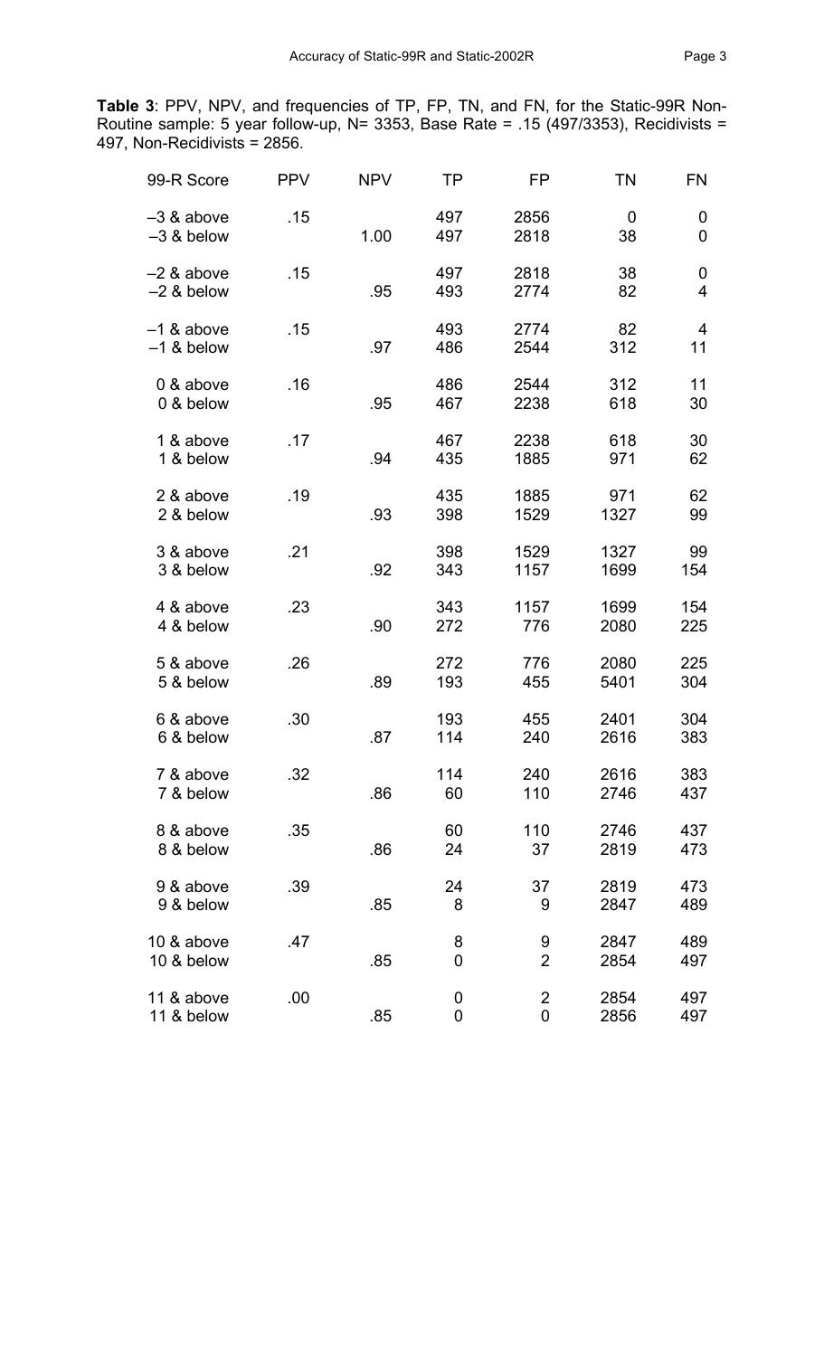**Table 3**: PPV, NPV, and frequencies of TP, FP, TN, and FN, for the Static-99R Non-Routine sample: 5 year follow-up, N= 3353, Base Rate = .15 (497/3353), Recidivists = 497, Non-Recidivists = 2856.

| 99-R Score | PPV | NPV | TP | FP | TN | FN |
|---|---|---|---|---|---|---|
| –3 & above | .15 | | 497 | 2856 | 0 | 0 |
| –3 & below | | 1.00 | 497 | 2818 | 38 | 0 |
| –2 & above | .15 | | 497 | 2818 | 38 | 0 |
| –2 & below | | .95 | 493 | 2774 | 82 | 4 |
| –1 & above | .15 | | 493 | 2774 | 82 | 4 |
| –1 & below | | .97 | 486 | 2544 | 312 | 11 |
| 0 & above | .16 | | 486 | 2544 | 312 | 11 |
| 0 & below | | .95 | 467 | 2238 | 618 | 30 |
| 1 & above | .17 | | 467 | 2238 | 618 | 30 |
| 1 & below | | .94 | 435 | 1885 | 971 | 62 |
| 2 & above | .19 | | 435 | 1885 | 971 | 62 |
| 2 & below | | .93 | 398 | 1529 | 1327 | 99 |
| 3 & above | .21 | | 398 | 1529 | 1327 | 99 |
| 3 & below | | .92 | 343 | 1157 | 1699 | 154 |
| 4 & above | .23 | | 343 | 1157 | 1699 | 154 |
| 4 & below | | .90 | 272 | 776 | 2080 | 225 |
| 5 & above | .26 | | 272 | 776 | 2080 | 225 |
| 5 & below | | .89 | 193 | 455 | 5401 | 304 |
| 6 & above | .30 | | 193 | 455 | 2401 | 304 |
| 6 & below | | .87 | 114 | 240 | 2616 | 383 |
| 7 & above | .32 | | 114 | 240 | 2616 | 383 |
| 7 & below | | .86 | 60 | 110 | 2746 | 437 |
| 8 & above | .35 | | 60 | 110 | 2746 | 437 |
| 8 & below | | .86 | 24 | 37 | 2819 | 473 |
| 9 & above | .39 | | 24 | 37 | 2819 | 473 |
| 9 & below | | .85 | 8 | 9 | 2847 | 489 |
| 10 & above | .47 | | 8 | 9 | 2847 | 489 |
| 10 & below | | .85 | 0 | 2 | 2854 | 497 |
| 11 & above | .00 | | 0 | 2 | 2854 | 497 |
| 11 & below | | .85 | 0 | 0 | 2856 | 497 |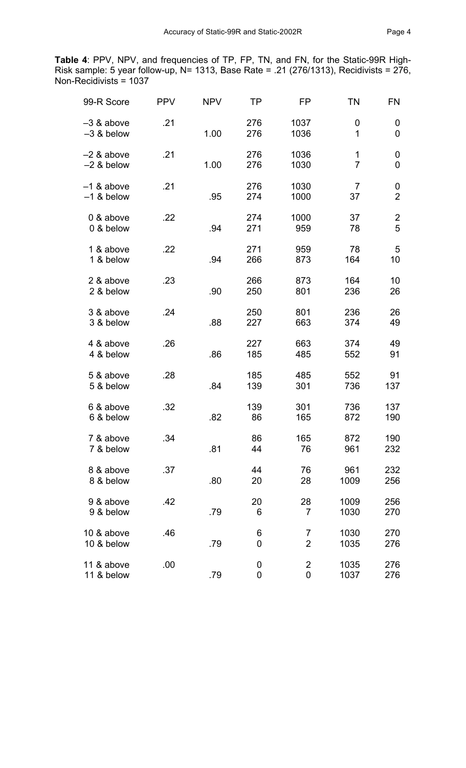**Table 4**: PPV, NPV, and frequencies of TP, FP, TN, and FN, for the Static-99R High-Risk sample: 5 year follow-up, N= 1313, Base Rate = .21 (276/1313), Recidivists = 276, Non-Recidivists = 1037

| 99-R Score | PPV | NPV | TP | FP | TN | FN |
|---|---|---|---|---|---|---|
| –3 & above | .21 | | 276 | 1037 | 0 | 0 |
| –3 & below | | 1.00 | 276 | 1036 | 1 | 0 |
| –2 & above | .21 | | 276 | 1036 | 1 | 0 |
| –2 & below | | 1.00 | 276 | 1030 | 7 | 0 |
| –1 & above | .21 | | 276 | 1030 | 7 | 0 |
| –1 & below | | .95 | 274 | 1000 | 37 | 2 |
| 0 & above | .22 | | 274 | 1000 | 37 | 2 |
| 0 & below | | .94 | 271 | 959 | 78 | 5 |
| 1 & above | .22 | | 271 | 959 | 78 | 5 |
| 1 & below | | .94 | 266 | 873 | 164 | 10 |
| 2 & above | .23 | | 266 | 873 | 164 | 10 |
| 2 & below | | .90 | 250 | 801 | 236 | 26 |
| 3 & above | .24 | | 250 | 801 | 236 | 26 |
| 3 & below | | .88 | 227 | 663 | 374 | 49 |
| 4 & above | .26 | | 227 | 663 | 374 | 49 |
| 4 & below | | .86 | 185 | 485 | 552 | 91 |
| 5 & above | .28 | | 185 | 485 | 552 | 91 |
| 5 & below | | .84 | 139 | 301 | 736 | 137 |
| 6 & above | .32 | | 139 | 301 | 736 | 137 |
| 6 & below | | .82 | 86 | 165 | 872 | 190 |
| 7 & above | .34 | | 86 | 165 | 872 | 190 |
| 7 & below | | .81 | 44 | 76 | 961 | 232 |
| 8 & above | .37 | | 44 | 76 | 961 | 232 |
| 8 & below | | .80 | 20 | 28 | 1009 | 256 |
| 9 & above | .42 | | 20 | 28 | 1009 | 256 |
| 9 & below | | .79 | 6 | 7 | 1030 | 270 |
| 10 & above | .46 | | 6 | 7 | 1030 | 270 |
| 10 & below | | .79 | 0 | 2 | 1035 | 276 |
| 11 & above | .00 | | 0 | 2 | 1035 | 276 |
| 11 & below | | .79 | 0 | 0 | 1037 | 276 |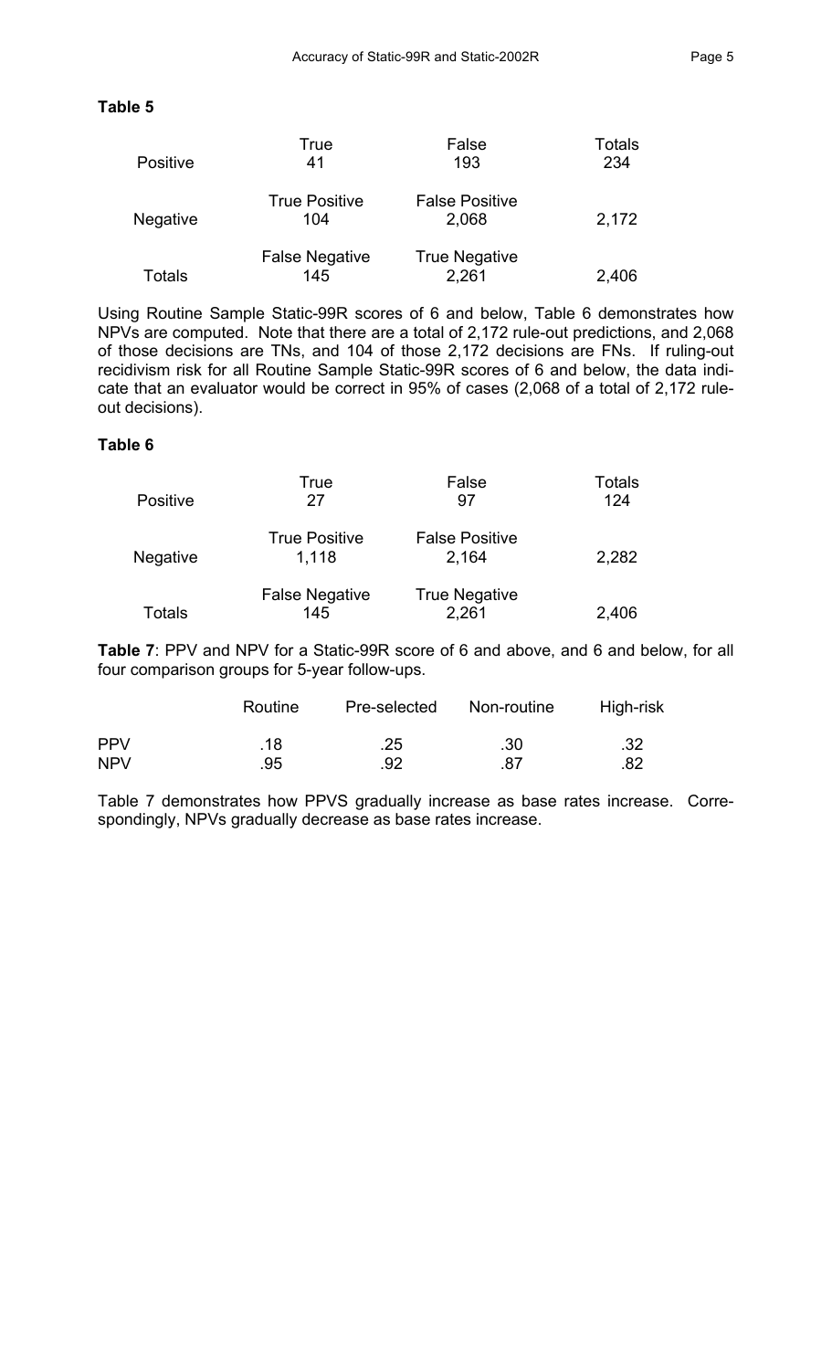**Table 5**

| | | | |
|---|---|---|---|
| Positive | True<br>41 | False<br>193 | Totals<br>234 |
| Negative | True Positive<br>104 | False Positive<br>2,068 | 2,172 |
| Totals | False Negative<br>145 | True Negative<br>2,261 | 2,406 |

Using Routine Sample Static-99R scores of 6 and below, Table 6 demonstrates how NPVs are computed. Note that there are a total of 2,172 rule-out predictions, and 2,068 of those decisions are TNs, and 104 of those 2,172 decisions are FNs. If ruling-out recidivism risk for all Routine Sample Static-99R scores of 6 and below, the data indicate that an evaluator would be correct in 95% of cases (2,068 of a total of 2,172 rule-out decisions).

**Table 6**

| | | | |
|---|---|---|---|
| Positive | True<br>27 | False<br>97 | Totals<br>124 |
| Negative | True Positive<br>1,118 | False Positive<br>2,164 | 2,282 |
| Totals | False Negative<br>145 | True Negative<br>2,261 | 2,406 |

**Table 7**: PPV and NPV for a Static-99R score of 6 and above, and 6 and below, for all four comparison groups for 5-year follow-ups.

| | Routine | Pre-selected | Non-routine | High-risk |
|---|---|---|---|---|
| PPV | .18 | .25 | .30 | .32 |
| NPV | .95 | .92 | .87 | .82 |

Table 7 demonstrates how PPVS gradually increase as base rates increase. Correspondingly, NPVs gradually decrease as base rates increase.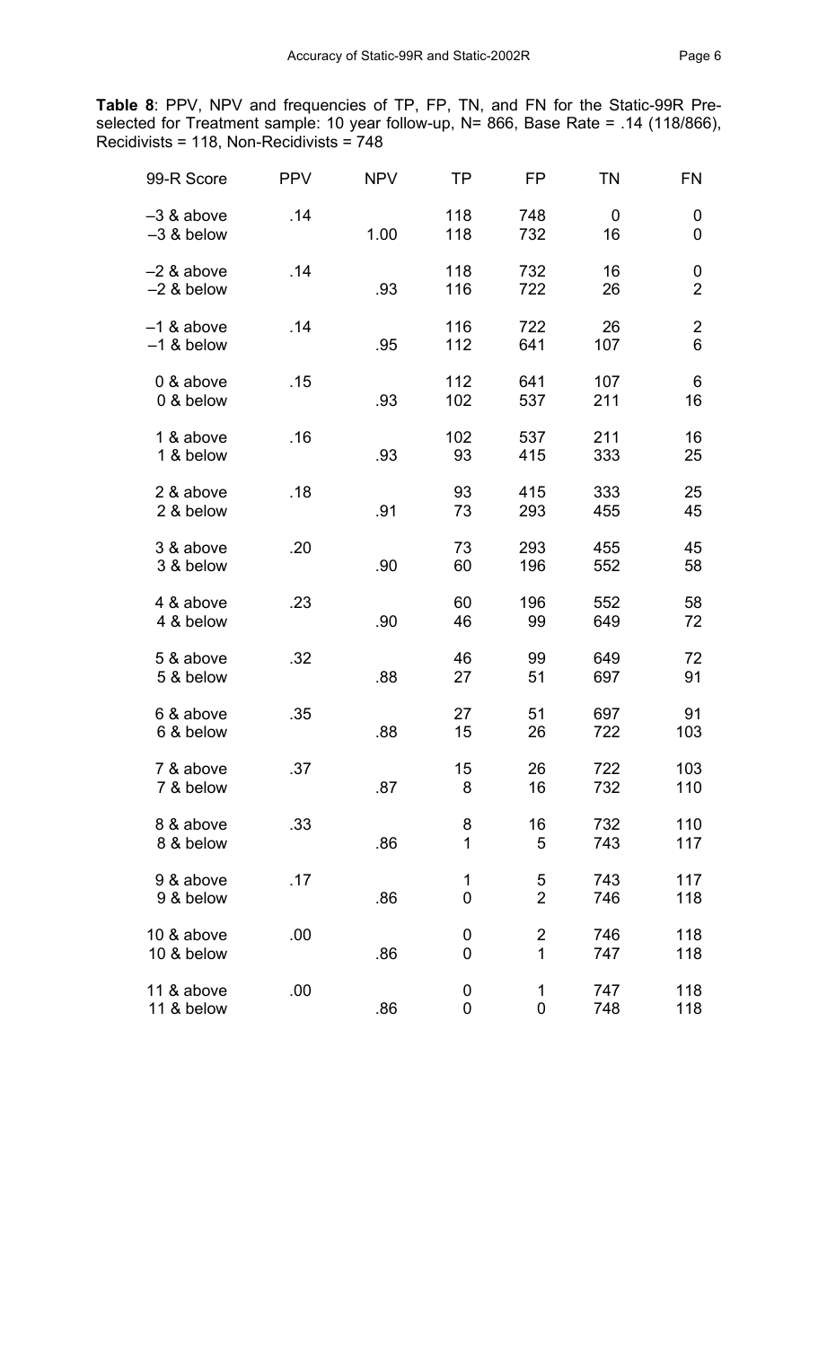**Table 8**: PPV, NPV and frequencies of TP, FP, TN, and FN for the Static-99R Pre-selected for Treatment sample: 10 year follow-up, N= 866, Base Rate = .14 (118/866), Recidivists = 118, Non-Recidivists = 748

| 99-R Score | PPV | NPV | TP | FP | TN | FN |
|---|---|---|---|---|---|---|
| –3 & above | .14 | | 118 | 748 | 0 | 0 |
| –3 & below | | 1.00 | 118 | 732 | 16 | 0 |
| –2 & above | .14 | | 118 | 732 | 16 | 0 |
| –2 & below | | .93 | 116 | 722 | 26 | 2 |
| –1 & above | .14 | | 116 | 722 | 26 | 2 |
| –1 & below | | .95 | 112 | 641 | 107 | 6 |
| 0 & above | .15 | | 112 | 641 | 107 | 6 |
| 0 & below | | .93 | 102 | 537 | 211 | 16 |
| 1 & above | .16 | | 102 | 537 | 211 | 16 |
| 1 & below | | .93 | 93 | 415 | 333 | 25 |
| 2 & above | .18 | | 93 | 415 | 333 | 25 |
| 2 & below | | .91 | 73 | 293 | 455 | 45 |
| 3 & above | .20 | | 73 | 293 | 455 | 45 |
| 3 & below | | .90 | 60 | 196 | 552 | 58 |
| 4 & above | .23 | | 60 | 196 | 552 | 58 |
| 4 & below | | .90 | 46 | 99 | 649 | 72 |
| 5 & above | .32 | | 46 | 99 | 649 | 72 |
| 5 & below | | .88 | 27 | 51 | 697 | 91 |
| 6 & above | .35 | | 27 | 51 | 697 | 91 |
| 6 & below | | .88 | 15 | 26 | 722 | 103 |
| 7 & above | .37 | | 15 | 26 | 722 | 103 |
| 7 & below | | .87 | 8 | 16 | 732 | 110 |
| 8 & above | .33 | | 8 | 16 | 732 | 110 |
| 8 & below | | .86 | 1 | 5 | 743 | 117 |
| 9 & above | .17 | | 1 | 5 | 743 | 117 |
| 9 & below | | .86 | 0 | 2 | 746 | 118 |
| 10 & above | .00 | | 0 | 2 | 746 | 118 |
| 10 & below | | .86 | 0 | 1 | 747 | 118 |
| 11 & above | .00 | | 0 | 1 | 747 | 118 |
| 11 & below | | .86 | 0 | 0 | 748 | 118 |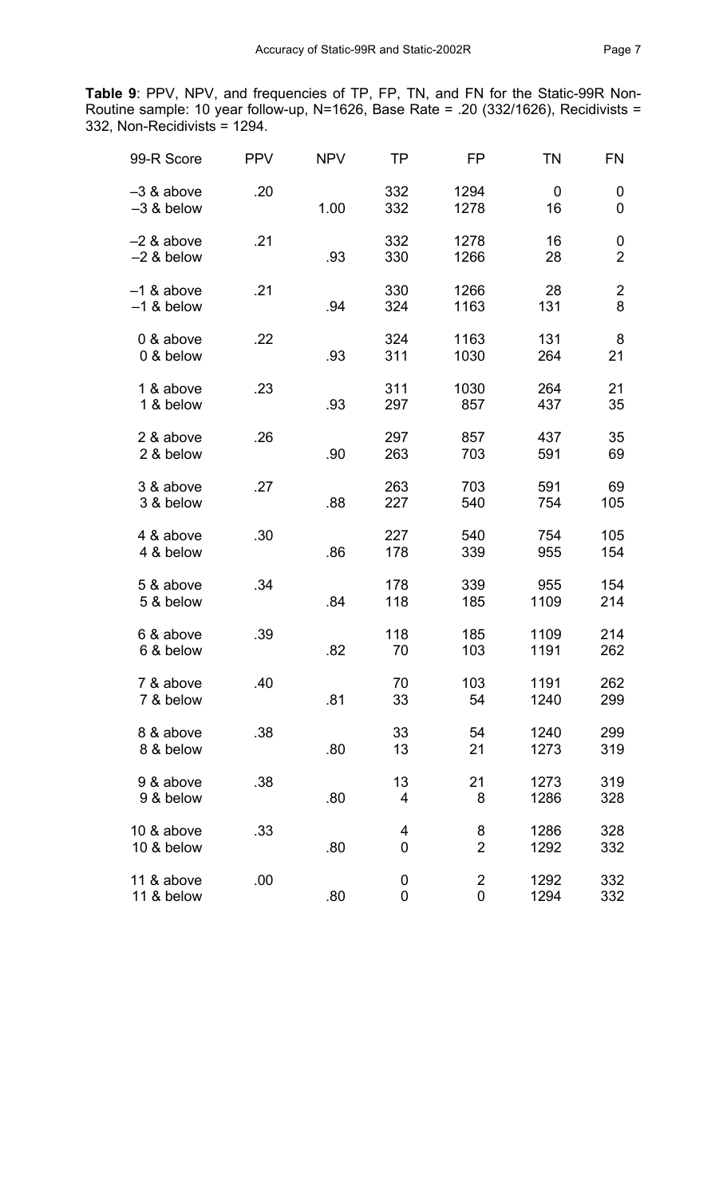**Table 9**: PPV, NPV, and frequencies of TP, FP, TN, and FN for the Static-99R Non-Routine sample: 10 year follow-up, N=1626, Base Rate = .20 (332/1626), Recidivists = 332, Non-Recidivists = 1294.

| 99-R Score | PPV | NPV | TP | FP | TN | FN |
|---|---|---|---|---|---|---|
| –3 & above | .20 | | 332 | 1294 | 0 | 0 |
| –3 & below | | 1.00 | 332 | 1278 | 16 | 0 |
| –2 & above | .21 | | 332 | 1278 | 16 | 0 |
| –2 & below | | .93 | 330 | 1266 | 28 | 2 |
| –1 & above | .21 | | 330 | 1266 | 28 | 2 |
| –1 & below | | .94 | 324 | 1163 | 131 | 8 |
| 0 & above | .22 | | 324 | 1163 | 131 | 8 |
| 0 & below | | .93 | 311 | 1030 | 264 | 21 |
| 1 & above | .23 | | 311 | 1030 | 264 | 21 |
| 1 & below | | .93 | 297 | 857 | 437 | 35 |
| 2 & above | .26 | | 297 | 857 | 437 | 35 |
| 2 & below | | .90 | 263 | 703 | 591 | 69 |
| 3 & above | .27 | | 263 | 703 | 591 | 69 |
| 3 & below | | .88 | 227 | 540 | 754 | 105 |
| 4 & above | .30 | | 227 | 540 | 754 | 105 |
| 4 & below | | .86 | 178 | 339 | 955 | 154 |
| 5 & above | .34 | | 178 | 339 | 955 | 154 |
| 5 & below | | .84 | 118 | 185 | 1109 | 214 |
| 6 & above | .39 | | 118 | 185 | 1109 | 214 |
| 6 & below | | .82 | 70 | 103 | 1191 | 262 |
| 7 & above | .40 | | 70 | 103 | 1191 | 262 |
| 7 & below | | .81 | 33 | 54 | 1240 | 299 |
| 8 & above | .38 | | 33 | 54 | 1240 | 299 |
| 8 & below | | .80 | 13 | 21 | 1273 | 319 |
| 9 & above | .38 | | 13 | 21 | 1273 | 319 |
| 9 & below | | .80 | 4 | 8 | 1286 | 328 |
| 10 & above | .33 | | 4 | 8 | 1286 | 328 |
| 10 & below | | .80 | 0 | 2 | 1292 | 332 |
| 11 & above | .00 | | 0 | 2 | 1292 | 332 |
| 11 & below | | .80 | 0 | 0 | 1294 | 332 |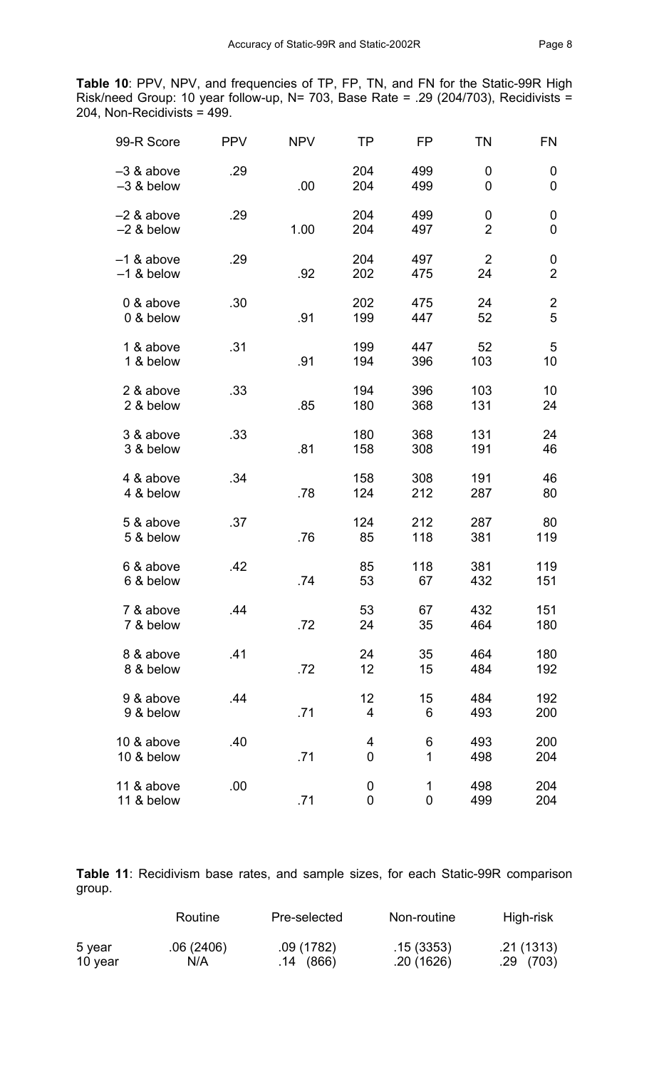**Table 10**: PPV, NPV, and frequencies of TP, FP, TN, and FN for the Static-99R High Risk/need Group: 10 year follow-up, N= 703, Base Rate = .29 (204/703), Recidivists = 204, Non-Recidivists = 499.

| 99-R Score | PPV | NPV | TP | FP | TN | FN |
|---|---|---|---|---|---|---|
| –3 & above | .29 | | 204 | 499 | 0 | 0 |
| –3 & below | | .00 | 204 | 499 | 0 | 0 |
| –2 & above | .29 | | 204 | 499 | 0 | 0 |
| –2 & below | | 1.00 | 204 | 497 | 2 | 0 |
| –1 & above | .29 | | 204 | 497 | 2 | 0 |
| –1 & below | | .92 | 202 | 475 | 24 | 2 |
| 0 & above | .30 | | 202 | 475 | 24 | 2 |
| 0 & below | | .91 | 199 | 447 | 52 | 5 |
| 1 & above | .31 | | 199 | 447 | 52 | 5 |
| 1 & below | | .91 | 194 | 396 | 103 | 10 |
| 2 & above | .33 | | 194 | 396 | 103 | 10 |
| 2 & below | | .85 | 180 | 368 | 131 | 24 |
| 3 & above | .33 | | 180 | 368 | 131 | 24 |
| 3 & below | | .81 | 158 | 308 | 191 | 46 |
| 4 & above | .34 | | 158 | 308 | 191 | 46 |
| 4 & below | | .78 | 124 | 212 | 287 | 80 |
| 5 & above | .37 | | 124 | 212 | 287 | 80 |
| 5 & below | | .76 | 85 | 118 | 381 | 119 |
| 6 & above | .42 | | 85 | 118 | 381 | 119 |
| 6 & below | | .74 | 53 | 67 | 432 | 151 |
| 7 & above | .44 | | 53 | 67 | 432 | 151 |
| 7 & below | | .72 | 24 | 35 | 464 | 180 |
| 8 & above | .41 | | 24 | 35 | 464 | 180 |
| 8 & below | | .72 | 12 | 15 | 484 | 192 |
| 9 & above | .44 | | 12 | 15 | 484 | 192 |
| 9 & below | | .71 | 4 | 6 | 493 | 200 |
| 10 & above | .40 | | 4 | 6 | 493 | 200 |
| 10 & below | | .71 | 0 | 1 | 498 | 204 |
| 11 & above | .00 | | 0 | 1 | 498 | 204 |
| 11 & below | | .71 | 0 | 0 | 499 | 204 |

**Table 11**: Recidivism base rates, and sample sizes, for each Static-99R comparison group.

| | Routine | Pre-selected | Non-routine | High-risk |
|---|---|---|---|---|
| 5 year | .06 (2406) | .09 (1782) | .15 (3353) | .21 (1313) |
| 10 year | N/A | .14 (866) | .20 (1626) | .29 (703) |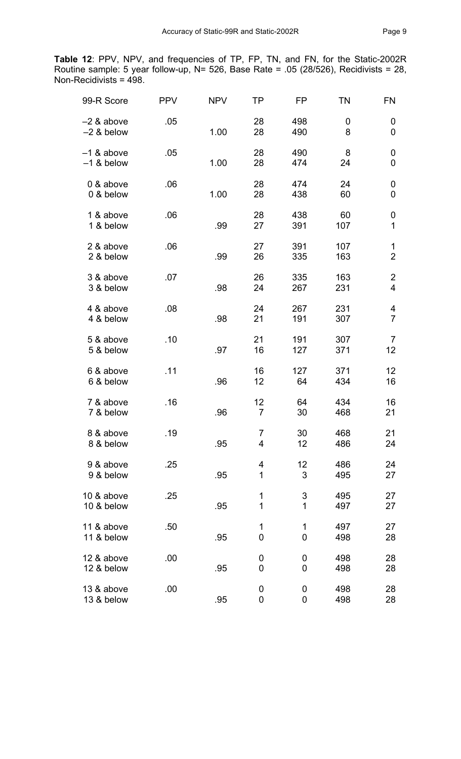**Table 12**: PPV, NPV, and frequencies of TP, FP, TN, and FN, for the Static-2002R Routine sample: 5 year follow-up, N= 526, Base Rate = .05 (28/526), Recidivists = 28, Non-Recidivists = 498.

| 99-R Score | PPV | NPV | TP | FP | TN | FN |
|---|---|---|---|---|---|---|
| –2 & above | .05 | | 28 | 498 | 0 | 0 |
| –2 & below | | 1.00 | 28 | 490 | 8 | 0 |
| –1 & above | .05 | | 28 | 490 | 8 | 0 |
| –1 & below | | 1.00 | 28 | 474 | 24 | 0 |
| 0 & above | .06 | | 28 | 474 | 24 | 0 |
| 0 & below | | 1.00 | 28 | 438 | 60 | 0 |
| 1 & above | .06 | | 28 | 438 | 60 | 0 |
| 1 & below | | .99 | 27 | 391 | 107 | 1 |
| 2 & above | .06 | | 27 | 391 | 107 | 1 |
| 2 & below | | .99 | 26 | 335 | 163 | 2 |
| 3 & above | .07 | | 26 | 335 | 163 | 2 |
| 3 & below | | .98 | 24 | 267 | 231 | 4 |
| 4 & above | .08 | | 24 | 267 | 231 | 4 |
| 4 & below | | .98 | 21 | 191 | 307 | 7 |
| 5 & above | .10 | | 21 | 191 | 307 | 7 |
| 5 & below | | .97 | 16 | 127 | 371 | 12 |
| 6 & above | .11 | | 16 | 127 | 371 | 12 |
| 6 & below | | .96 | 12 | 64 | 434 | 16 |
| 7 & above | .16 | | 12 | 64 | 434 | 16 |
| 7 & below | | .96 | 7 | 30 | 468 | 21 |
| 8 & above | .19 | | 7 | 30 | 468 | 21 |
| 8 & below | | .95 | 4 | 12 | 486 | 24 |
| 9 & above | .25 | | 4 | 12 | 486 | 24 |
| 9 & below | | .95 | 1 | 3 | 495 | 27 |
| 10 & above | .25 | | 1 | 3 | 495 | 27 |
| 10 & below | | .95 | 1 | 1 | 497 | 27 |
| 11 & above | .50 | | 1 | 1 | 497 | 27 |
| 11 & below | | .95 | 0 | 0 | 498 | 28 |
| 12 & above | .00 | | 0 | 0 | 498 | 28 |
| 12 & below | | .95 | 0 | 0 | 498 | 28 |
| 13 & above | .00 | | 0 | 0 | 498 | 28 |
| 13 & below | | .95 | 0 | 0 | 498 | 28 |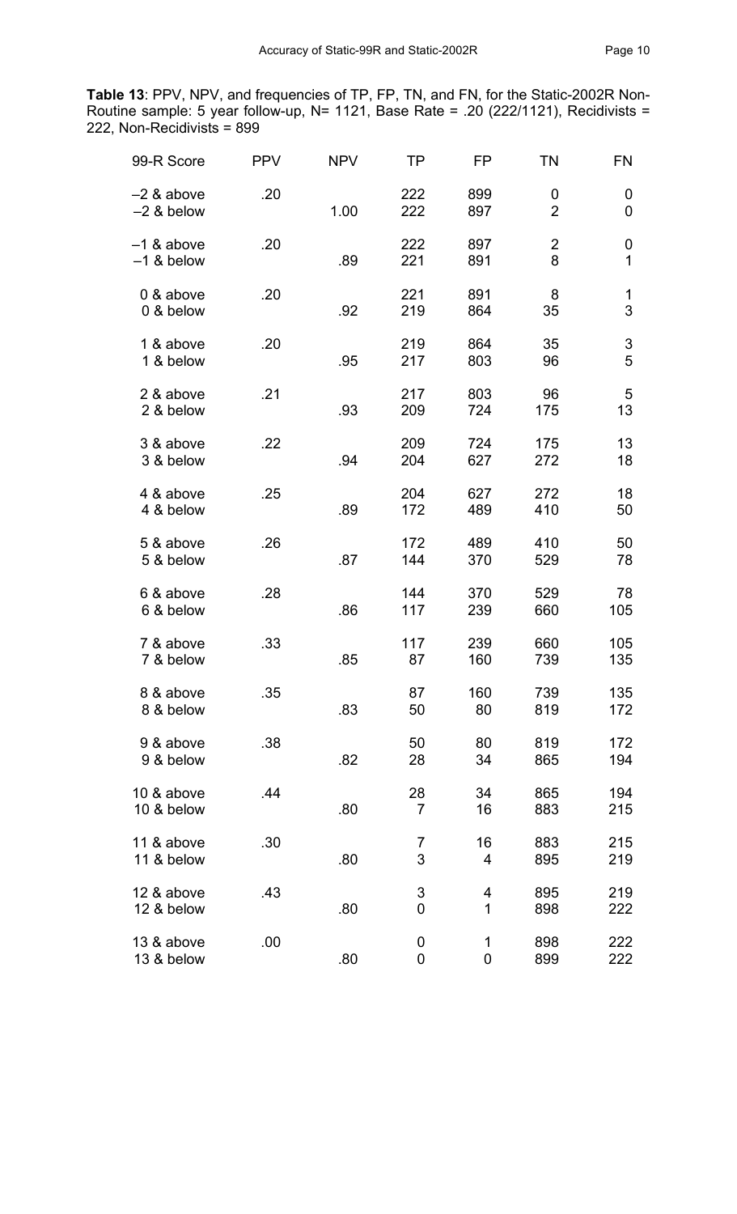**Table 13**: PPV, NPV, and frequencies of TP, FP, TN, and FN, for the Static-2002R Non-Routine sample: 5 year follow-up, N= 1121, Base Rate = .20 (222/1121), Recidivists = 222, Non-Recidivists = 899

| 99-R Score | PPV | NPV | TP | FP | TN | FN |
|---|---|---|---|---|---|---|
| –2 & above | .20 | | 222 | 899 | 0 | 0 |
| –2 & below | | 1.00 | 222 | 897 | 2 | 0 |
| –1 & above | .20 | | 222 | 897 | 2 | 0 |
| –1 & below | | .89 | 221 | 891 | 8 | 1 |
| 0 & above | .20 | | 221 | 891 | 8 | 1 |
| 0 & below | | .92 | 219 | 864 | 35 | 3 |
| 1 & above | .20 | | 219 | 864 | 35 | 3 |
| 1 & below | | .95 | 217 | 803 | 96 | 5 |
| 2 & above | .21 | | 217 | 803 | 96 | 5 |
| 2 & below | | .93 | 209 | 724 | 175 | 13 |
| 3 & above | .22 | | 209 | 724 | 175 | 13 |
| 3 & below | | .94 | 204 | 627 | 272 | 18 |
| 4 & above | .25 | | 204 | 627 | 272 | 18 |
| 4 & below | | .89 | 172 | 489 | 410 | 50 |
| 5 & above | .26 | | 172 | 489 | 410 | 50 |
| 5 & below | | .87 | 144 | 370 | 529 | 78 |
| 6 & above | .28 | | 144 | 370 | 529 | 78 |
| 6 & below | | .86 | 117 | 239 | 660 | 105 |
| 7 & above | .33 | | 117 | 239 | 660 | 105 |
| 7 & below | | .85 | 87 | 160 | 739 | 135 |
| 8 & above | .35 | | 87 | 160 | 739 | 135 |
| 8 & below | | .83 | 50 | 80 | 819 | 172 |
| 9 & above | .38 | | 50 | 80 | 819 | 172 |
| 9 & below | | .82 | 28 | 34 | 865 | 194 |
| 10 & above | .44 | | 28 | 34 | 865 | 194 |
| 10 & below | | .80 | 7 | 16 | 883 | 215 |
| 11 & above | .30 | | 7 | 16 | 883 | 215 |
| 11 & below | | .80 | 3 | 4 | 895 | 219 |
| 12 & above | .43 | | 3 | 4 | 895 | 219 |
| 12 & below | | .80 | 0 | 1 | 898 | 222 |
| 13 & above | .00 | | 0 | 1 | 898 | 222 |
| 13 & below | | .80 | 0 | 0 | 899 | 222 |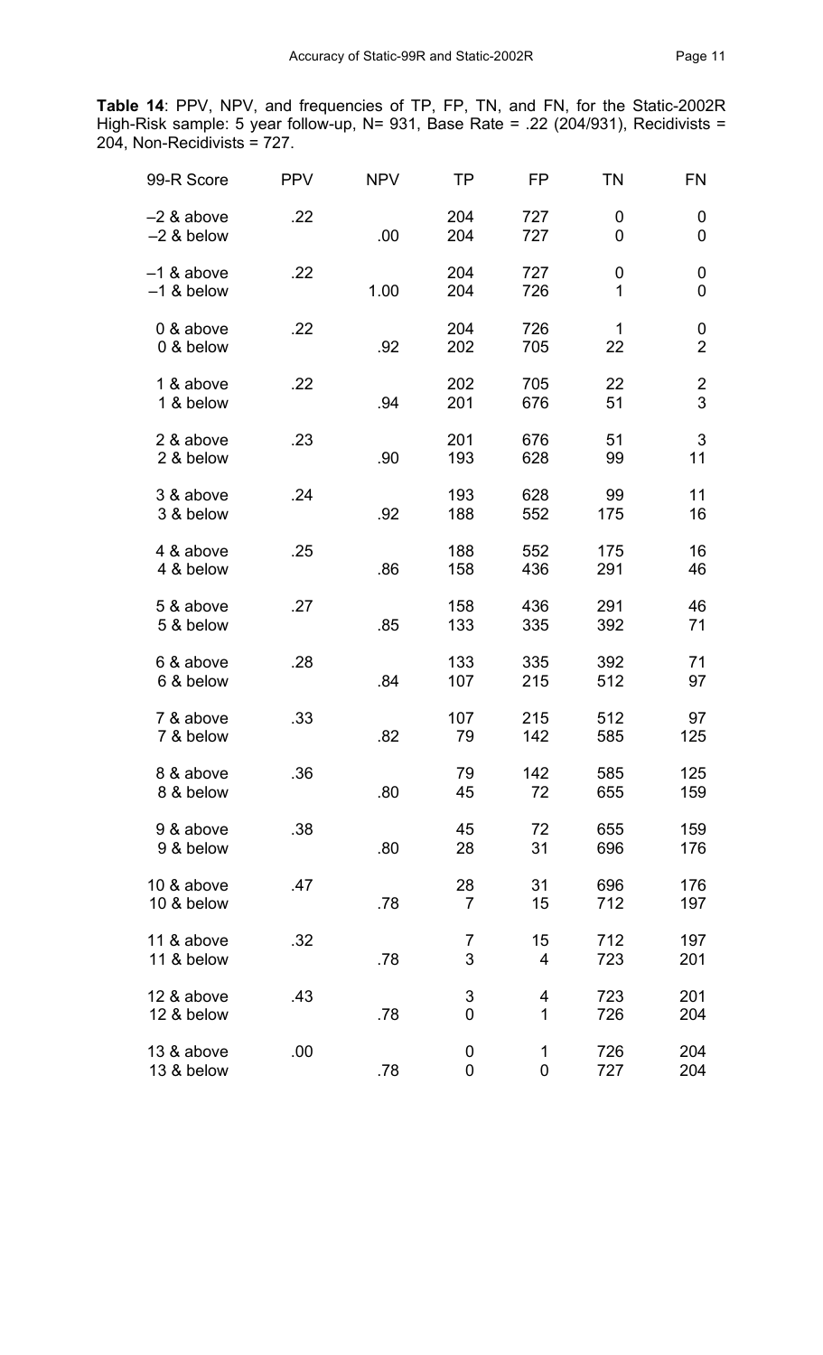**Table 14**: PPV, NPV, and frequencies of TP, FP, TN, and FN, for the Static-2002R High-Risk sample: 5 year follow-up, N= 931, Base Rate = .22 (204/931), Recidivists = 204, Non-Recidivists = 727.

| 99-R Score | PPV | NPV | TP | FP | TN | FN |
|---|---|---|---|---|---|---|
| –2 & above | .22 | | 204 | 727 | 0 | 0 |
| –2 & below | | .00 | 204 | 727 | 0 | 0 |
| –1 & above | .22 | | 204 | 727 | 0 | 0 |
| –1 & below | | 1.00 | 204 | 726 | 1 | 0 |
| 0 & above | .22 | | 204 | 726 | 1 | 0 |
| 0 & below | | .92 | 202 | 705 | 22 | 2 |
| 1 & above | .22 | | 202 | 705 | 22 | 2 |
| 1 & below | | .94 | 201 | 676 | 51 | 3 |
| 2 & above | .23 | | 201 | 676 | 51 | 3 |
| 2 & below | | .90 | 193 | 628 | 99 | 11 |
| 3 & above | .24 | | 193 | 628 | 99 | 11 |
| 3 & below | | .92 | 188 | 552 | 175 | 16 |
| 4 & above | .25 | | 188 | 552 | 175 | 16 |
| 4 & below | | .86 | 158 | 436 | 291 | 46 |
| 5 & above | .27 | | 158 | 436 | 291 | 46 |
| 5 & below | | .85 | 133 | 335 | 392 | 71 |
| 6 & above | .28 | | 133 | 335 | 392 | 71 |
| 6 & below | | .84 | 107 | 215 | 512 | 97 |
| 7 & above | .33 | | 107 | 215 | 512 | 97 |
| 7 & below | | .82 | 79 | 142 | 585 | 125 |
| 8 & above | .36 | | 79 | 142 | 585 | 125 |
| 8 & below | | .80 | 45 | 72 | 655 | 159 |
| 9 & above | .38 | | 45 | 72 | 655 | 159 |
| 9 & below | | .80 | 28 | 31 | 696 | 176 |
| 10 & above | .47 | | 28 | 31 | 696 | 176 |
| 10 & below | | .78 | 7 | 15 | 712 | 197 |
| 11 & above | .32 | | 7 | 15 | 712 | 197 |
| 11 & below | | .78 | 3 | 4 | 723 | 201 |
| 12 & above | .43 | | 3 | 4 | 723 | 201 |
| 12 & below | | .78 | 0 | 1 | 726 | 204 |
| 13 & above | .00 | | 0 | 1 | 726 | 204 |
| 13 & below | | .78 | 0 | 0 | 727 | 204 |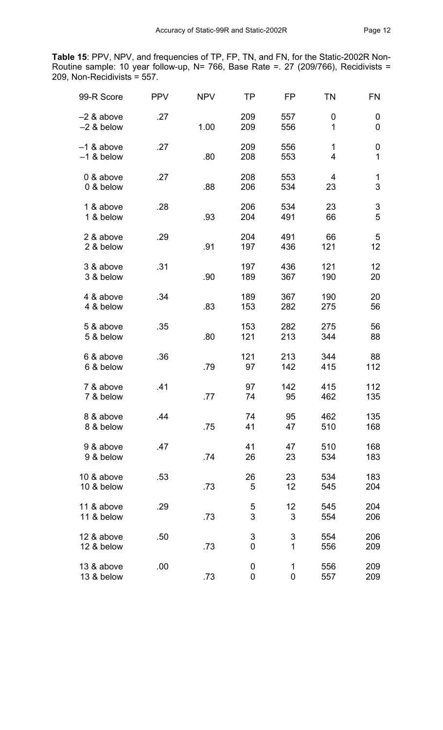**Table 15**: PPV, NPV, and frequencies of TP, FP, TN, and FN, for the Static-2002R Non-Routine sample: 10 year follow-up, N= 766, Base Rate =. 27 (209/766), Recidivists = 209, Non-Recidivists = 557.

| 99-R Score | PPV | NPV | TP | FP | TN | FN |
|---|---|---|---|---|---|---|
| –2 & above | .27 | | 209 | 557 | 0 | 0 |
| –2 & below | | 1.00 | 209 | 556 | 1 | 0 |
| –1 & above | .27 | | 209 | 556 | 1 | 0 |
| –1 & below | | .80 | 208 | 553 | 4 | 1 |
| 0 & above | .27 | | 208 | 553 | 4 | 1 |
| 0 & below | | .88 | 206 | 534 | 23 | 3 |
| 1 & above | .28 | | 206 | 534 | 23 | 3 |
| 1 & below | | .93 | 204 | 491 | 66 | 5 |
| 2 & above | .29 | | 204 | 491 | 66 | 5 |
| 2 & below | | .91 | 197 | 436 | 121 | 12 |
| 3 & above | .31 | | 197 | 436 | 121 | 12 |
| 3 & below | | .90 | 189 | 367 | 190 | 20 |
| 4 & above | .34 | | 189 | 367 | 190 | 20 |
| 4 & below | | .83 | 153 | 282 | 275 | 56 |
| 5 & above | .35 | | 153 | 282 | 275 | 56 |
| 5 & below | | .80 | 121 | 213 | 344 | 88 |
| 6 & above | .36 | | 121 | 213 | 344 | 88 |
| 6 & below | | .79 | 97 | 142 | 415 | 112 |
| 7 & above | .41 | | 97 | 142 | 415 | 112 |
| 7 & below | | .77 | 74 | 95 | 462 | 135 |
| 8 & above | .44 | | 74 | 95 | 462 | 135 |
| 8 & below | | .75 | 41 | 47 | 510 | 168 |
| 9 & above | .47 | | 41 | 47 | 510 | 168 |
| 9 & below | | .74 | 26 | 23 | 534 | 183 |
| 10 & above | .53 | | 26 | 23 | 534 | 183 |
| 10 & below | | .73 | 5 | 12 | 545 | 204 |
| 11 & above | .29 | | 5 | 12 | 545 | 204 |
| 11 & below | | .73 | 3 | 3 | 554 | 206 |
| 12 & above | .50 | | 3 | 3 | 554 | 206 |
| 12 & below | | .73 | 0 | 1 | 556 | 209 |
| 13 & above | .00 | | 0 | 1 | 556 | 209 |
| 13 & below | | .73 | 0 | 0 | 557 | 209 |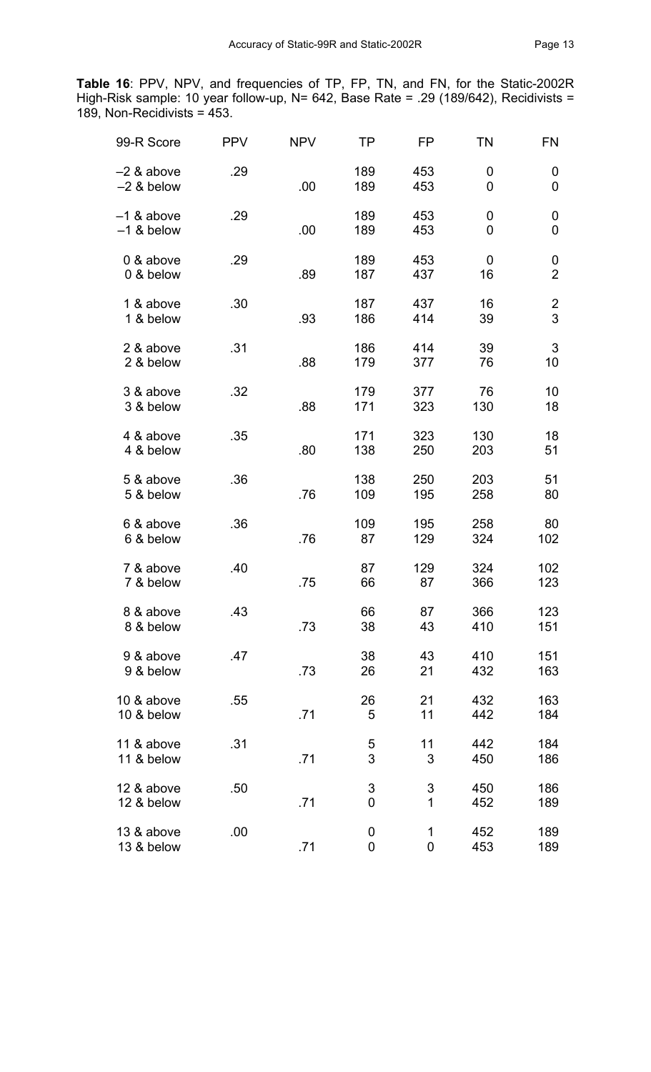**Table 16**: PPV, NPV, and frequencies of TP, FP, TN, and FN, for the Static-2002R High-Risk sample: 10 year follow-up, N= 642, Base Rate = .29 (189/642), Recidivists = 189, Non-Recidivists = 453.

| 99-R Score | PPV | NPV | TP | FP | TN | FN |
|---|---|---|---|---|---|---|
| –2 & above | .29 | | 189 | 453 | 0 | 0 |
| –2 & below | | .00 | 189 | 453 | 0 | 0 |
| –1 & above | .29 | | 189 | 453 | 0 | 0 |
| –1 & below | | .00 | 189 | 453 | 0 | 0 |
| 0 & above | .29 | | 189 | 453 | 0 | 0 |
| 0 & below | | .89 | 187 | 437 | 16 | 2 |
| 1 & above | .30 | | 187 | 437 | 16 | 2 |
| 1 & below | | .93 | 186 | 414 | 39 | 3 |
| 2 & above | .31 | | 186 | 414 | 39 | 3 |
| 2 & below | | .88 | 179 | 377 | 76 | 10 |
| 3 & above | .32 | | 179 | 377 | 76 | 10 |
| 3 & below | | .88 | 171 | 323 | 130 | 18 |
| 4 & above | .35 | | 171 | 323 | 130 | 18 |
| 4 & below | | .80 | 138 | 250 | 203 | 51 |
| 5 & above | .36 | | 138 | 250 | 203 | 51 |
| 5 & below | | .76 | 109 | 195 | 258 | 80 |
| 6 & above | .36 | | 109 | 195 | 258 | 80 |
| 6 & below | | .76 | 87 | 129 | 324 | 102 |
| 7 & above | .40 | | 87 | 129 | 324 | 102 |
| 7 & below | | .75 | 66 | 87 | 366 | 123 |
| 8 & above | .43 | | 66 | 87 | 366 | 123 |
| 8 & below | | .73 | 38 | 43 | 410 | 151 |
| 9 & above | .47 | | 38 | 43 | 410 | 151 |
| 9 & below | | .73 | 26 | 21 | 432 | 163 |
| 10 & above | .55 | | 26 | 21 | 432 | 163 |
| 10 & below | | .71 | 5 | 11 | 442 | 184 |
| 11 & above | .31 | | 5 | 11 | 442 | 184 |
| 11 & below | | .71 | 3 | 3 | 450 | 186 |
| 12 & above | .50 | | 3 | 3 | 450 | 186 |
| 12 & below | | .71 | 0 | 1 | 452 | 189 |
| 13 & above | .00 | | 0 | 1 | 452 | 189 |
| 13 & below | | .71 | 0 | 0 | 453 | 189 |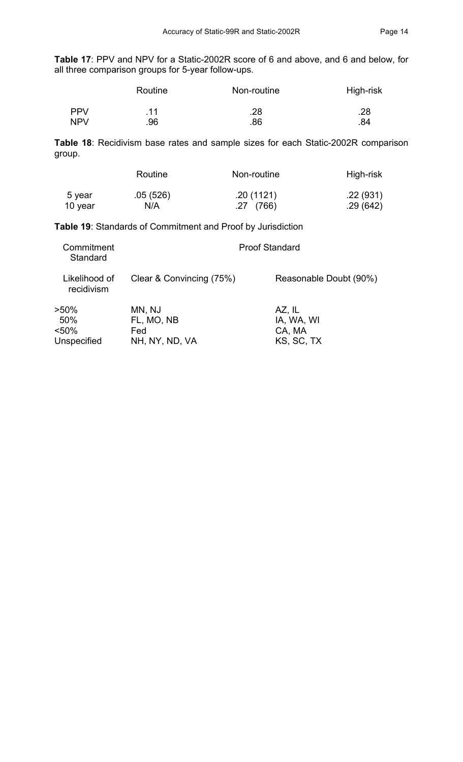**Table 17**: PPV and NPV for a Static-2002R score of 6 and above, and 6 and below, for all three comparison groups for 5-year follow-ups.

| | Routine | Non-routine | High-risk |
|---|---|---|---|
| PPV | .11 | .28 | .28 |
| NPV | .96 | .86 | .84 |

**Table 18**: Recidivism base rates and sample sizes for each Static-2002R comparison group.

| | Routine | Non-routine | High-risk |
|---|---|---|---|
| 5 year | .05 (526) | .20 (1121) | .22 (931) |
| 10 year | N/A | .27 (766) | .29 (642) |

**Table 19**: Standards of Commitment and Proof by Jurisdiction

| Commitment Standard | Proof Standard | |
|---|---|---|
| Likelihood of recidivism | Clear & Convincing (75%) | Reasonable Doubt (90%) |
| >50% | MN, NJ | AZ, IL |
| 50% | FL, MO, NB | IA, WA, WI |
| <50% | Fed | CA, MA |
| Unspecified | NH, NY, ND, VA | KS, SC, TX |